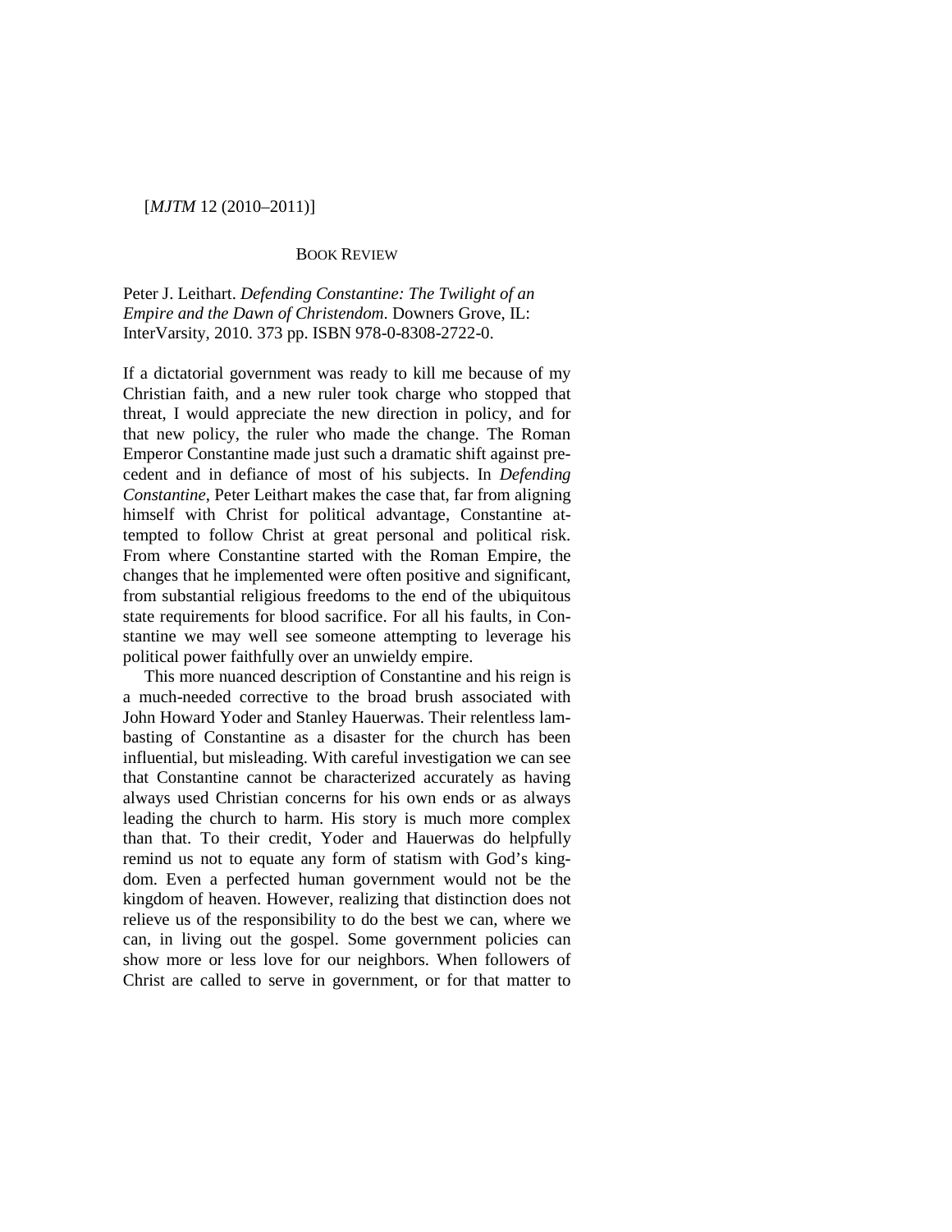BOOK REVIEW

Peter J. Leithart. *Defending Constantine: The Twilight of an Empire and the Dawn of Christendom*. Downers Grove, IL: InterVarsity, 2010. 373 pp. ISBN 978-0-8308-2722-0.

If a dictatorial government was ready to kill me because of my Christian faith, and a new ruler took charge who stopped that threat, I would appreciate the new direction in policy, and for that new policy, the ruler who made the change. The Roman Emperor Constantine made just such a dramatic shift against precedent and in defiance of most of his subjects. In *Defending Constantine*, Peter Leithart makes the case that, far from aligning himself with Christ for political advantage, Constantine attempted to follow Christ at great personal and political risk. From where Constantine started with the Roman Empire, the changes that he implemented were often positive and significant, from substantial religious freedoms to the end of the ubiquitous state requirements for blood sacrifice. For all his faults, in Constantine we may well see someone attempting to leverage his political power faithfully over an unwieldy empire.

This more nuanced description of Constantine and his reign is a much-needed corrective to the broad brush associated with John Howard Yoder and Stanley Hauerwas. Their relentless lambasting of Constantine as a disaster for the church has been influential, but misleading. With careful investigation we can see that Constantine cannot be characterized accurately as having always used Christian concerns for his own ends or as always leading the church to harm. His story is much more complex than that. To their credit, Yoder and Hauerwas do helpfully remind us not to equate any form of statism with God's kingdom. Even a perfected human government would not be the kingdom of heaven. However, realizing that distinction does not relieve us of the responsibility to do the best we can, where we can, in living out the gospel. Some government policies can show more or less love for our neighbors. When followers of Christ are called to serve in government, or for that matter to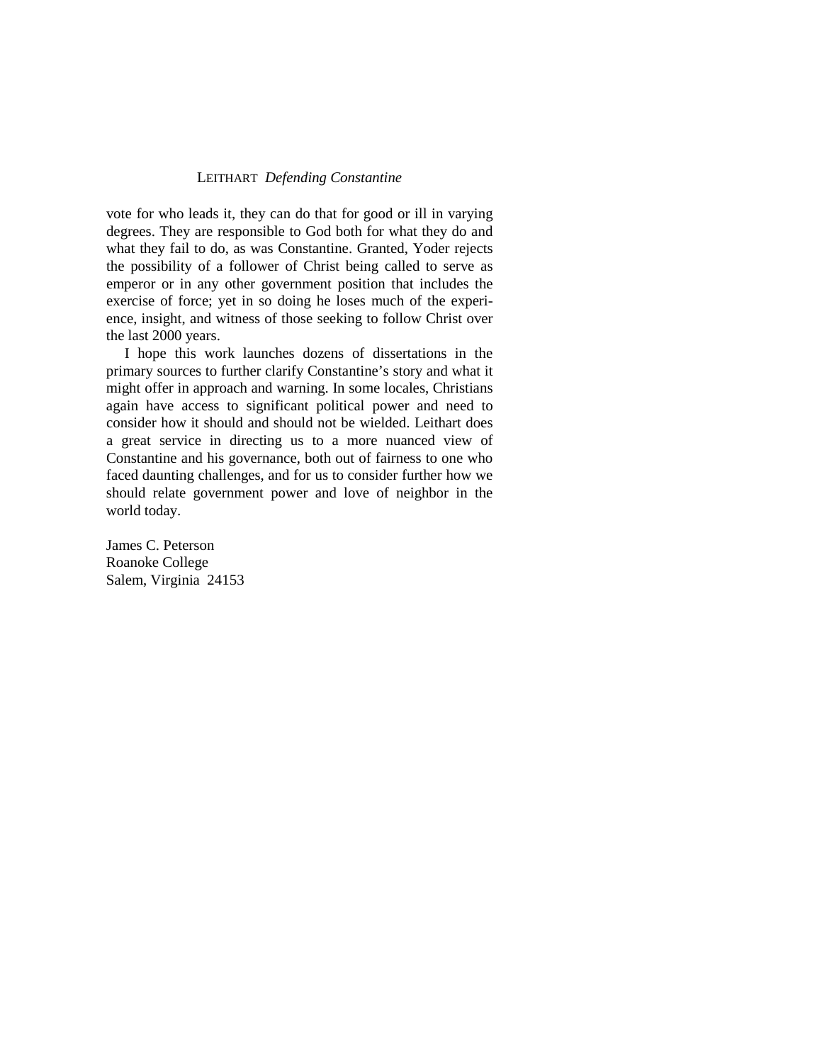vote for who leads it, they can do that for good or ill in varying degrees. They are responsible to God both for what they do and what they fail to do, as was Constantine. Granted, Yoder rejects the possibility of a follower of Christ being called to serve as emperor or in any other government position that includes the exercise of force; yet in so doing he loses much of the experience, insight, and witness of those seeking to follow Christ over the last 2000 years.

I hope this work launches dozens of dissertations in the primary sources to further clarify Constantine's story and what it might offer in approach and warning. In some locales, Christians again have access to significant political power and need to consider how it should and should not be wielded. Leithart does a great service in directing us to a more nuanced view of Constantine and his governance, both out of fairness to one who faced daunting challenges, and for us to consider further how we should relate government power and love of neighbor in the world today.

James C. Peterson
Roanoke College
Salem, Virginia 24153